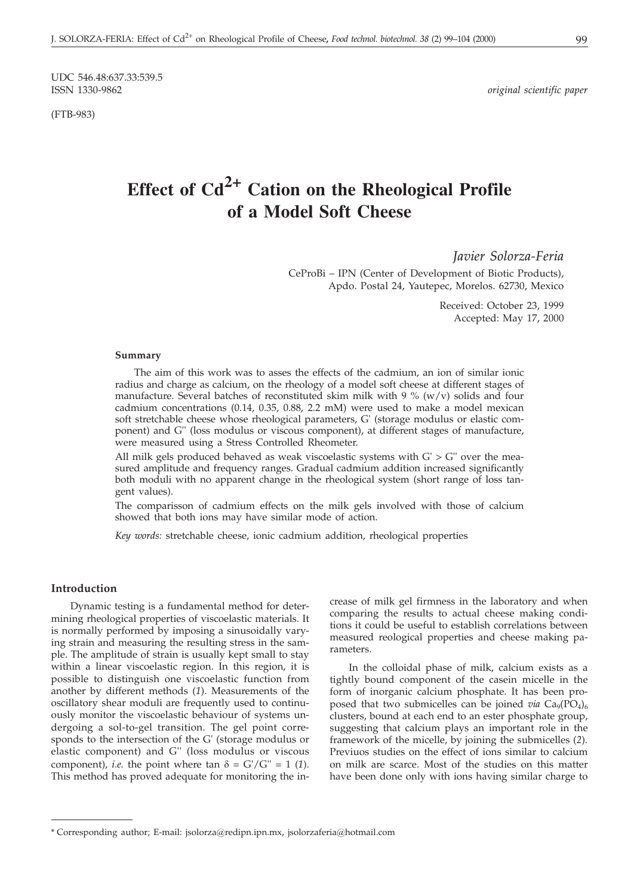UDC 546.48:637.33:539.5
ISSN 1330-9862

*original scientific paper*

(FTB-983)

# Effect of $Cd^{2+}$ Cation on the Rheological Profile of a Model Soft Cheese

*Javier Solorza-Feria*

CeProBi – IPN (Center of Development of Biotic Products), Apdo. Postal 24, Yautepec, Morelos. 62730, Mexico

Received: October 23, 1999
Accepted: May 17, 2000

### Summary

The aim of this work was to asses the effects of the cadmium, an ion of similar ionic radius and charge as calcium, on the rheology of a model soft cheese at different stages of manufacture. Several batches of reconstituted skim milk with 9 % (w/v) solids and four cadmium concentrations (0.14, 0.35, 0.88, 2.2 mM) were used to make a model mexican soft stretchable cheese whose rheological parameters, G' (storage modulus or elastic component) and G'' (loss modulus or viscous component), at different stages of manufacture, were measured using a Stress Controlled Rheometer.

All milk gels produced behaved as weak viscoelastic systems with G' > G'' over the measured amplitude and frequency ranges. Gradual cadmium addition increased significantly both moduli with no apparent change in the rheological system (short range of loss tangent values).

The comparisson of cadmium effects on the milk gels involved with those of calcium showed that both ions may have similar mode of action.

*Key words:* stretchable cheese, ionic cadmium addition, rheological properties

## Introduction

Dynamic testing is a fundamental method for determining rheological properties of viscoelastic materials. It is normally performed by imposing a sinusoidally varying strain and measuring the resulting stress in the sample. The amplitude of strain is usually kept small to stay within a linear viscoelastic region. In this region, it is possible to distinguish one viscoelastic function from another by different methods (*1*). Measurements of the oscillatory shear moduli are frequently used to continuously monitor the viscoelastic behaviour of systems undergoing a sol-to-gel transition. The gel point corresponds to the intersection of the G' (storage modulus or elastic component) and G'' (loss modulus or viscous component), *i.e.* the point where $\tan \delta = G'/G'' = 1$ (*1*). This method has proved adequate for monitoring the increase of milk gel firmness in the laboratory and when comparing the results to actual cheese making conditions it could be useful to establish correlations between measured reological properties and cheese making parameters.

In the colloidal phase of milk, calcium exists as a tightly bound component of the casein micelle in the form of inorganic calcium phosphate. It has been proposed that two submicelles can be joined *via* $Ca_9(PO_4)_6$ clusters, bound at each end to an ester phosphate group, suggesting that calcium plays an important role in the framework of the micelle, by joining the submicelles (*2*). Previuos studies on the effect of ions similar to calcium on milk are scarce. Most of the studies on this matter have been done only with ions having similar charge to

* Corresponding author; E-mail: jsolorza@redipn.ipn.mx, jsolorzaferia@hotmail.com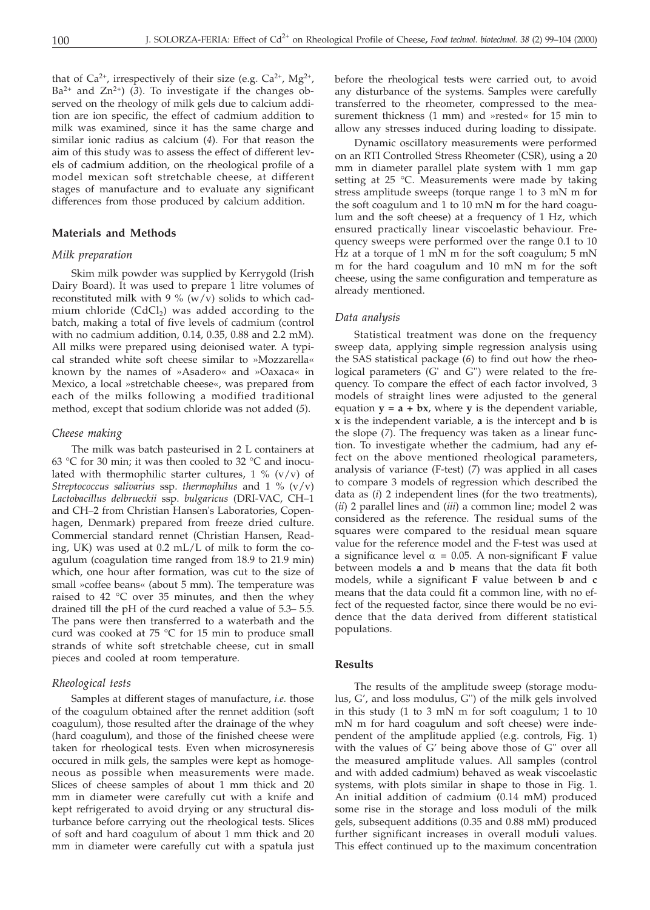that of $Ca^{2+}$, irrespectively of their size (e.g. $Ca^{2+}$, $Mg^{2+}$, $Ba^{2+}$ and $Zn^{2+}$) (*3*). To investigate if the changes observed on the rheology of milk gels due to calcium addition are ion specific, the effect of cadmium addition to milk was examined, since it has the same charge and similar ionic radius as calcium (*4*). For that reason the aim of this study was to assess the effect of different levels of cadmium addition, on the rheological profile of a model mexican soft stretchable cheese, at different stages of manufacture and to evaluate any significant differences from those produced by calcium addition.

## Materials and Methods

### Milk preparation

Skim milk powder was supplied by Kerrygold (Irish Dairy Board). It was used to prepare 1 litre volumes of reconstituted milk with 9 % (w/v) solids to which cadmium chloride ($CdCl_2$) was added according to the batch, making a total of five levels of cadmium (control with no cadmium addition, 0.14, 0.35, 0.88 and 2.2 mM). All milks were prepared using deionised water. A typical stranded white soft cheese similar to »Mozzarella« known by the names of »Asadero« and »Oaxaca« in Mexico, a local »stretchable cheese«, was prepared from each of the milks following a modified traditional method, except that sodium chloride was not added (*5*).

### Cheese making

The milk was batch pasteurised in 2 L containers at 63 °C for 30 min; it was then cooled to 32 °C and inoculated with thermophilic starter cultures, 1 % (v/v) of *Streptococcus salivarius* ssp. *thermophilus* and 1 % (v/v) *Lactobacillus delbrueckii* ssp. *bulgaricus* (DRI-VAC, CH–1 and CH–2 from Christian Hansen's Laboratories, Copenhagen, Denmark) prepared from freeze dried culture. Commercial standard rennet (Christian Hansen, Reading, UK) was used at 0.2 mL/L of milk to form the coagulum (coagulation time ranged from 18.9 to 21.9 min) which, one hour after formation, was cut to the size of small »coffee beans« (about 5 mm). The temperature was raised to 42 °C over 35 minutes, and then the whey drained till the pH of the curd reached a value of 5.3– 5.5. The pans were then transferred to a waterbath and the curd was cooked at 75 °C for 15 min to produce small strands of white soft stretchable cheese, cut in small pieces and cooled at room temperature.

### Rheological tests

Samples at different stages of manufacture, *i.e.* those of the coagulum obtained after the rennet addition (soft coagulum), those resulted after the drainage of the whey (hard coagulum), and those of the finished cheese were taken for rheological tests. Even when microsyneresis occured in milk gels, the samples were kept as homogeneous as possible when measurements were made. Slices of cheese samples of about 1 mm thick and 20 mm in diameter were carefully cut with a knife and kept refrigerated to avoid drying or any structural disturbance before carrying out the rheological tests. Slices of soft and hard coagulum of about 1 mm thick and 20 mm in diameter were carefully cut with a spatula just before the rheological tests were carried out, to avoid any disturbance of the systems. Samples were carefully transferred to the rheometer, compressed to the measurement thickness (1 mm) and »rested« for 15 min to allow any stresses induced during loading to dissipate.

Dynamic oscillatory measurements were performed on an RTI Controlled Stress Rheometer (CSR), using a 20 mm in diameter parallel plate system with 1 mm gap setting at 25 °C. Measurements were made by taking stress amplitude sweeps (torque range 1 to 3 mN m for the soft coagulum and 1 to 10 mN m for the hard coagulum and the soft cheese) at a frequency of 1 Hz, which ensured practically linear viscoelastic behaviour. Frequency sweeps were performed over the range 0.1 to 10 Hz at a torque of 1 mN m for the soft coagulum; 5 mN m for the hard coagulum and 10 mN m for the soft cheese, using the same configuration and temperature as already mentioned.

### Data analysis

Statistical treatment was done on the frequency sweep data, applying simple regression analysis using the SAS statistical package (*6*) to find out how the rheological parameters (G' and G'') were related to the frequency. To compare the effect of each factor involved, 3 models of straight lines were adjusted to the general equation $\mathbf{y = a + bx}$, where **y** is the dependent variable, **x** is the independent variable, **a** is the intercept and **b** is the slope (*7*). The frequency was taken as a linear function. To investigate whether the cadmium, had any effect on the above mentioned rheological parameters, analysis of variance (F-test) (*7*) was applied in all cases to compare 3 models of regression which described the data as (*i*) 2 independent lines (for the two treatments), (*ii*) 2 parallel lines and (*iii*) a common line; model 2 was considered as the reference. The residual sums of the squares were compared to the residual mean square value for the reference model and the F-test was used at a significance level $\alpha = 0.05$. A non-significant **F** value between models **a** and **b** means that the data fit both models, while a significant **F** value between **b** and **c** means that the data could fit a common line, with no effect of the requested factor, since there would be no evidence that the data derived from different statistical populations.

## Results

The results of the amplitude sweep (storage modulus, G', and loss modulus, G'') of the milk gels involved in this study (1 to 3 mN m for soft coagulum; 1 to 10 mN m for hard coagulum and soft cheese) were independent of the amplitude applied (e.g. controls, Fig. 1) with the values of G' being above those of G'' over all the measured amplitude values. All samples (control and with added cadmium) behaved as weak viscoelastic systems, with plots similar in shape to those in Fig. 1. An initial addition of cadmium (0.14 mM) produced some rise in the storage and loss moduli of the milk gels, subsequent additions (0.35 and 0.88 mM) produced further significant increases in overall moduli values. This effect continued up to the maximum concentration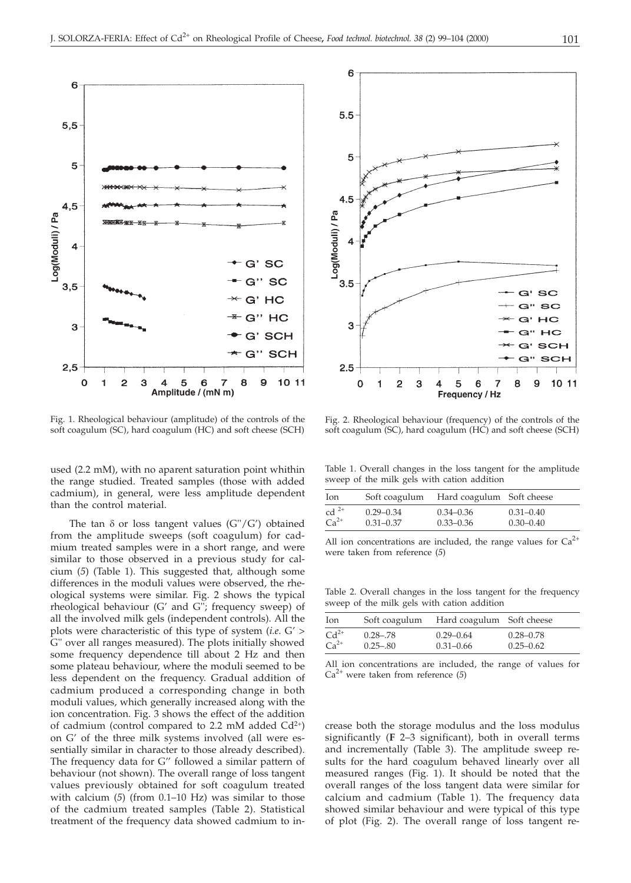Fig. 1. Rheological behaviour (amplitude) of the controls of the soft coagulum (SC), hard coagulum (HC) and soft cheese (SCH)

Fig. 2. Rheological behaviour (frequency) of the controls of the soft coagulum (SC), hard coagulum (HC) and soft cheese (SCH)

used (2.2 mM), with no aparent saturation point whithin the range studied. Treated samples (those with added cadmium), in general, were less amplitude dependent than the control material.

The tan δ or loss tangent values (G''/G') obtained from the amplitude sweeps (soft coagulum) for cadmium treated samples were in a short range, and were similar to those observed in a previous study for calcium (*5*) (Table 1). This suggested that, although some differences in the moduli values were observed, the rheological systems were similar. Fig. 2 shows the typical rheological behaviour (G' and G''; frequency sweep) of all the involved milk gels (independent controls). All the plots were characteristic of this type of system (*i.e.* G' > G'' over all ranges measured). The plots initially showed some frequency dependence till about 2 Hz and then some plateau behaviour, where the moduli seemed to be less dependent on the frequency. Gradual addition of cadmium produced a corresponding change in both moduli values, which generally increased along with the ion concentration. Fig. 3 shows the effect of the addition of cadmium (control compared to 2.2 mM added $Cd^{2+}$) on G' of the three milk systems involved (all were essentially similar in character to those already described). The frequency data for G'' followed a similar pattern of behaviour (not shown). The overall range of loss tangent values previously obtained for soft coagulum treated with calcium (*5*) (from 0.1–10 Hz) was similar to those of the cadmium treated samples (Table 2). Statistical treatment of the frequency data showed cadmium to increase both the storage modulus and the loss modulus significantly (**F** 2–3 significant), both in overall terms and incrementally (Table 3). The amplitude sweep results for the hard coagulum behaved linearly over all measured ranges (Fig. 1). It should be noted that the overall ranges of the loss tangent data were similar for calcium and cadmium (Table 1). The frequency data showed similar behaviour and were typical of this type of plot (Fig. 2). The overall range of loss tangent re-

Table 1. Overall changes in the loss tangent for the amplitude sweep of the milk gels with cation addition

| Ion | Soft coagulum | Hard coagulum | Soft cheese |
|---|---|---|---|
| $cd^{2+}$ | 0.29–0.34 | 0.34–0.36 | 0.31–0.40 |
| $Ca^{2+}$ | 0.31–0.37 | 0.33–0.36 | 0.30–0.40 |

All ion concentrations are included, the range values for $Ca^{2+}$ were taken from reference (*5*)

Table 2. Overall changes in the loss tangent for the frequency sweep of the milk gels with cation addition

| Ion | Soft coagulum | Hard coagulum | Soft cheese |
|---|---|---|---|
| $Cd^{2+}$ | 0.28–.78 | 0.29–0.64 | 0.28–0.78 |
| $Ca^{2+}$ | 0.25–.80 | 0.31–0.66 | 0.25–0.62 |

All ion concentrations are included, the range of values for $Ca^{2+}$ were taken from reference (*5*)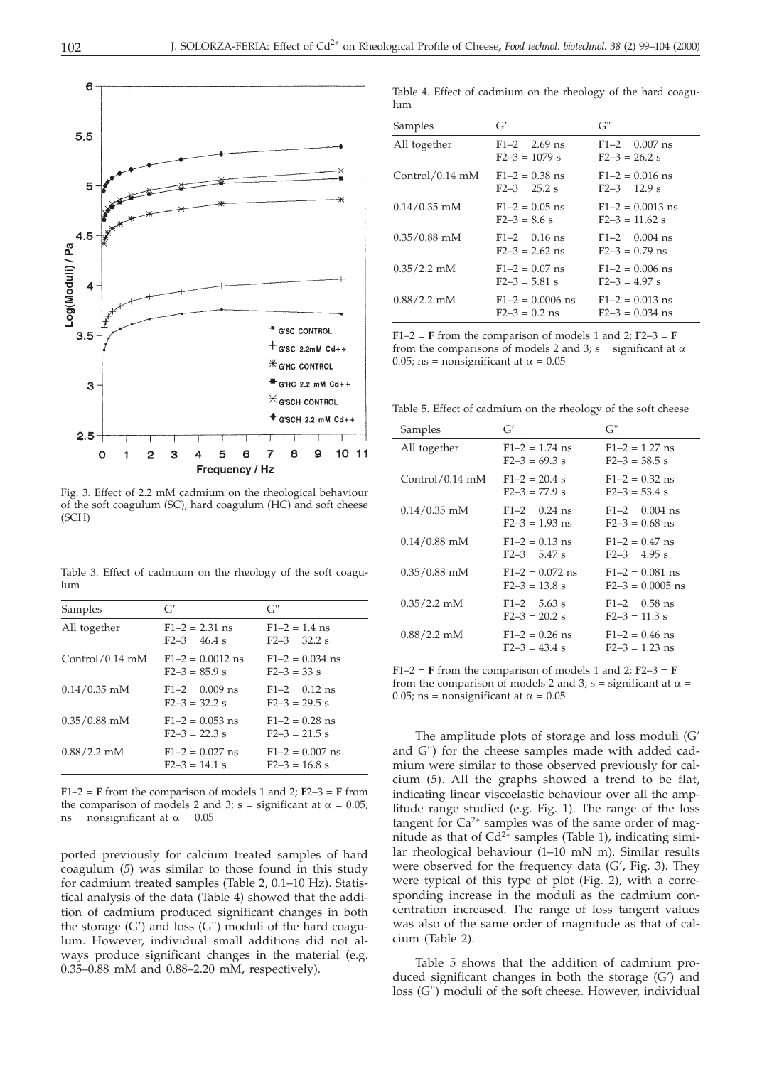Fig. 3. Effect of 2.2 mM cadmium on the rheological behaviour of the soft coagulum (SC), hard coagulum (HC) and soft cheese (SCH)

Table 3. Effect of cadmium on the rheology of the soft coagulum

| Samples | G′ | G" |
|---|---|---|
| All together | **F**1–2 = 2.31 ns<br>**F**2–3 = 46.4 s | **F**1–2 = 1.4 ns<br>**F**2–3 = 32.2 s |
| Control/0.14 mM | **F**1–2 = 0.0012 ns<br>**F**2–3 = 85.9 s | **F**1–2 = 0.034 ns<br>**F**2–3 = 33 s |
| 0.14/0.35 mM | **F**1–2 = 0.009 ns<br>**F**2–3 = 32.2 s | **F**1–2 = 0.12 ns<br>**F**2–3 = 29.5 s |
| 0.35/0.88 mM | **F**1–2 = 0.053 ns<br>**F**2–3 = 22.3 s | **F**1–2 = 0.28 ns<br>**F**2–3 = 21.5 s |
| 0.88/2.2 mM | **F**1–2 = 0.027 ns<br>**F**2–3 = 14.1 s | **F**1–2 = 0.007 ns<br>**F**2–3 = 16.8 s |

**F**1–2 = **F** from the comparison of models 1 and 2; **F**2–3 = **F** from the comparison of models 2 and 3; s = significant at $\alpha = 0.05$; ns = nonsignificant at $\alpha = 0.05$

ported previously for calcium treated samples of hard coagulum (*5*) was similar to those found in this study for cadmium treated samples (Table 2, 0.1–10 Hz). Statistical analysis of the data (Table 4) showed that the addition of cadmium produced significant changes in both the storage (G′) and loss (G") moduli of the hard coagulum. However, individual small additions did not always produce significant changes in the material (e.g. 0.35–0.88 mM and 0.88–2.20 mM, respectively).

Table 4. Effect of cadmium on the rheology of the hard coagulum

| Samples | G′ | G" |
|---|---|---|
| All together | **F**1–2 = 2.69 ns<br>**F**2–3 = 1079 s | **F**1–2 = 0.007 ns<br>**F**2–3 = 26.2 s |
| Control/0.14 mM | **F**1–2 = 0.38 ns<br>**F**2–3 = 25.2 s | **F**1–2 = 0.016 ns<br>**F**2–3 = 12.9 s |
| 0.14/0.35 mM | **F**1–2 = 0.05 ns<br>**F**2–3 = 8.6 s | **F**1–2 = 0.0013 ns<br>**F**2–3 = 11.62 s |
| 0.35/0.88 mM | **F**1–2 = 0.16 ns<br>**F**2–3 = 2.62 ns | **F**1–2 = 0.004 ns<br>**F**2–3 = 0.79 ns |
| 0.35/2.2 mM | **F**1–2 = 0.07 ns<br>**F**2–3 = 5.81 s | **F**1–2 = 0.006 ns<br>**F**2–3 = 4.97 s |
| 0.88/2.2 mM | **F**1–2 = 0.0006 ns<br>**F**2–3 = 0.2 ns | **F**1–2 = 0.013 ns<br>**F**2–3 = 0.034 ns |

**F**1–2 = **F** from the comparison of models 1 and 2; **F**2–3 = **F** from the comparisons of models 2 and 3; s = significant at $\alpha = 0.05$; ns = nonsignificant at $\alpha = 0.05$

Table 5. Effect of cadmium on the rheology of the soft cheese

| Samples | G′ | G" |
|---|---|---|
| All together | **F**1–2 = 1.74 ns<br>**F**2–3 = 69.3 s | **F**1–2 = 1.27 ns<br>**F**2–3 = 38.5 s |
| Control/0.14 mM | **F**1–2 = 20.4 s<br>**F**2–3 = 77.9 s | **F**1–2 = 0.32 ns<br>**F**2–3 = 53.4 s |
| 0.14/0.35 mM | **F**1–2 = 0.24 ns<br>**F**2–3 = 1.93 ns | **F**1–2 = 0.004 ns<br>**F**2–3 = 0.68 ns |
| 0.14/0.88 mM | **F**1–2 = 0.13 ns<br>**F**2–3 = 5.47 s | **F**1–2 = 0.47 ns<br>**F**2–3 = 4.95 s |
| 0.35/0.88 mM | **F**1–2 = 0.072 ns<br>**F**2–3 = 13.8 s | **F**1–2 = 0.081 ns<br>**F**2–3 = 0.0005 ns |
| 0.35/2.2 mM | **F**1–2 = 5.63 s<br>**F**2–3 = 20.2 s | **F**1–2 = 0.58 ns<br>**F**2–3 = 11.3 s |
| 0.88/2.2 mM | **F**1–2 = 0.26 ns<br>**F**2–3 = 43.4 s | **F**1–2 = 0.46 ns<br>**F**2–3 = 1.23 ns |

**F**1–2 = **F** from the comparison of models 1 and 2; **F**2–3 = **F** from the comparison of models 2 and 3; s = significant at $\alpha = 0.05$; ns = nonsignificant at $\alpha = 0.05$

The amplitude plots of storage and loss moduli (G′ and G") for the cheese samples made with added cadmium were similar to those observed previously for calcium (*5*). All the graphs showed a trend to be flat, indicating linear viscoelastic behaviour over all the amplitude range studied (e.g. Fig. 1). The range of the loss tangent for $Ca^{2+}$ samples was of the same order of magnitude as that of $Cd^{2+}$ samples (Table 1), indicating similar rheological behaviour (1–10 mN m). Similar results were observed for the frequency data (G′, Fig. 3). They were typical of this type of plot (Fig. 2), with a corresponding increase in the moduli as the cadmium concentration increased. The range of loss tangent values was also of the same order of magnitude as that of calcium (Table 2).

Table 5 shows that the addition of cadmium produced significant changes in both the storage (G′) and loss (G") moduli of the soft cheese. However, individual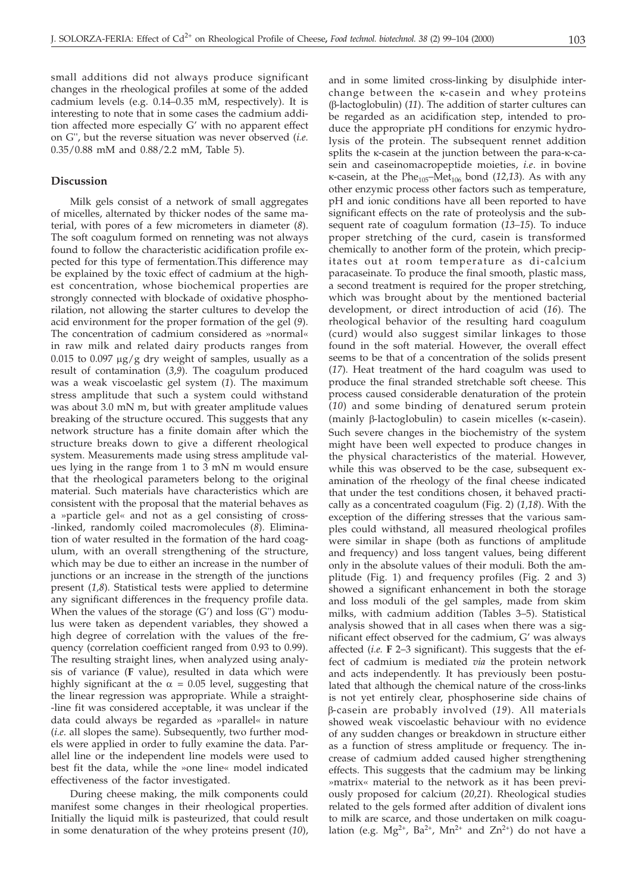small additions did not always produce significant changes in the rheological profiles at some of the added cadmium levels (e.g. 0.14–0.35 mM, respectively). It is interesting to note that in some cases the cadmium addition affected more especially G' with no apparent effect on G'', but the reverse situation was never observed (*i.e.* 0.35/0.88 mM and 0.88/2.2 mM, Table 5).

## Discussion

Milk gels consist of a network of small aggregates of micelles, alternated by thicker nodes of the same material, with pores of a few micrometers in diameter (*8*). The soft coagulum formed on renneting was not always found to follow the characteristic acidification profile expected for this type of fermentation.This difference may be explained by the toxic effect of cadmium at the highest concentration, whose biochemical properties are strongly connected with blockade of oxidative phosphorilation, not allowing the starter cultures to develop the acid environment for the proper formation of the gel (*9*). The concentration of cadmium considered as »normal« in raw milk and related dairy products ranges from 0.015 to 0.097 μg/g dry weight of samples, usually as a result of contamination (*3,9*). The coagulum produced was a weak viscoelastic gel system (*1*). The maximum stress amplitude that such a system could withstand was about 3.0 mN m, but with greater amplitude values breaking of the structure occured. This suggests that any network structure has a finite domain after which the structure breaks down to give a different rheological system. Measurements made using stress amplitude values lying in the range from 1 to 3 mN m would ensure that the rheological parameters belong to the original material. Such materials have characteristics which are consistent with the proposal that the material behaves as a »particle gel« and not as a gel consisting of cross-linked, randomly coiled macromolecules (*8*). Elimination of water resulted in the formation of the hard coagulum, with an overall strengthening of the structure, which may be due to either an increase in the number of junctions or an increase in the strength of the junctions present (*1,8*). Statistical tests were applied to determine any significant differences in the frequency profile data. When the values of the storage (G') and loss (G'') modulus were taken as dependent variables, they showed a high degree of correlation with the values of the frequency (correlation coefficient ranged from 0.93 to 0.99). The resulting straight lines, when analyzed using analysis of variance (**F** value), resulted in data which were highly significant at the $\alpha = 0.05$ level, suggesting that the linear regression was appropriate. While a straight-line fit was considered acceptable, it was unclear if the data could always be regarded as »parallel« in nature (*i.e.* all slopes the same). Subsequently, two further models were applied in order to fully examine the data. Parallel line or the independent line models were used to best fit the data, while the »one line« model indicated effectiveness of the factor investigated.

During cheese making, the milk components could manifest some changes in their rheological properties. Initially the liquid milk is pasteurized, that could result in some denaturation of the whey proteins present (*10*), and in some limited cross-linking by disulphide interchange between the κ-casein and whey proteins (β-lactoglobulin) (*11*). The addition of starter cultures can be regarded as an acidification step, intended to produce the appropriate pH conditions for enzymic hydrolysis of the protein. The subsequent rennet addition splits the κ-casein at the junction between the para-κ-casein and caseinomacropeptide moieties, *i.e.* in bovine κ-casein, at the $Phe_{105}$–$Met_{106}$ bond (*12,13*). As with any other enzymic process other factors such as temperature, pH and ionic conditions have all been reported to have significant effects on the rate of proteolysis and the subsequent rate of coagulum formation (*13–15*). To induce proper stretching of the curd, casein is transformed chemically to another form of the protein, which precipitates out at room temperature as di-calcium paracaseinate. To produce the final smooth, plastic mass, a second treatment is required for the proper stretching, which was brought about by the mentioned bacterial development, or direct introduction of acid (*16*). The rheological behavior of the resulting hard coagulum (curd) would also suggest similar linkages to those found in the soft material. However, the overall effect seems to be that of a concentration of the solids present (*17*). Heat treatment of the hard coagulm was used to produce the final stranded stretchable soft cheese. This process caused considerable denaturation of the protein (*10*) and some binding of denatured serum protein (mainly β-lactoglobulin) to casein micelles (κ-casein). Such severe changes in the biochemistry of the system might have been well expected to produce changes in the physical characteristics of the material. However, while this was observed to be the case, subsequent examination of the rheology of the final cheese indicated that under the test conditions chosen, it behaved practically as a concentrated coagulum (Fig. 2) (*1,18*). With the exception of the differing stresses that the various samples could withstand, all measured rheological profiles were similar in shape (both as functions of amplitude and frequency) and loss tangent values, being different only in the absolute values of their moduli. Both the amplitude (Fig. 1) and frequency profiles (Fig. 2 and 3) showed a significant enhancement in both the storage and loss moduli of the gel samples, made from skim milks, with cadmium addition (Tables 3–5). Statistical analysis showed that in all cases when there was a significant effect observed for the cadmium, G' was always affected (*i.e.* **F** 2–3 significant). This suggests that the effect of cadmium is mediated *via* the protein network and acts independently. It has previously been postulated that although the chemical nature of the cross-links is not yet entirely clear, phosphoserine side chains of β-casein are probably involved (*19*). All materials showed weak viscoelastic behaviour with no evidence of any sudden changes or breakdown in structure either as a function of stress amplitude or frequency. The increase of cadmium added caused higher strengthening effects. This suggests that the cadmium may be linking »matrix« material to the network as it has been previously proposed for calcium (*20,21*). Rheological studies related to the gels formed after addition of divalent ions to milk are scarce, and those undertaken on milk coagulation (e.g. $Mg^{2+}$, $Ba^{2+}$, $Mn^{2+}$ and $Zn^{2+}$) do not have a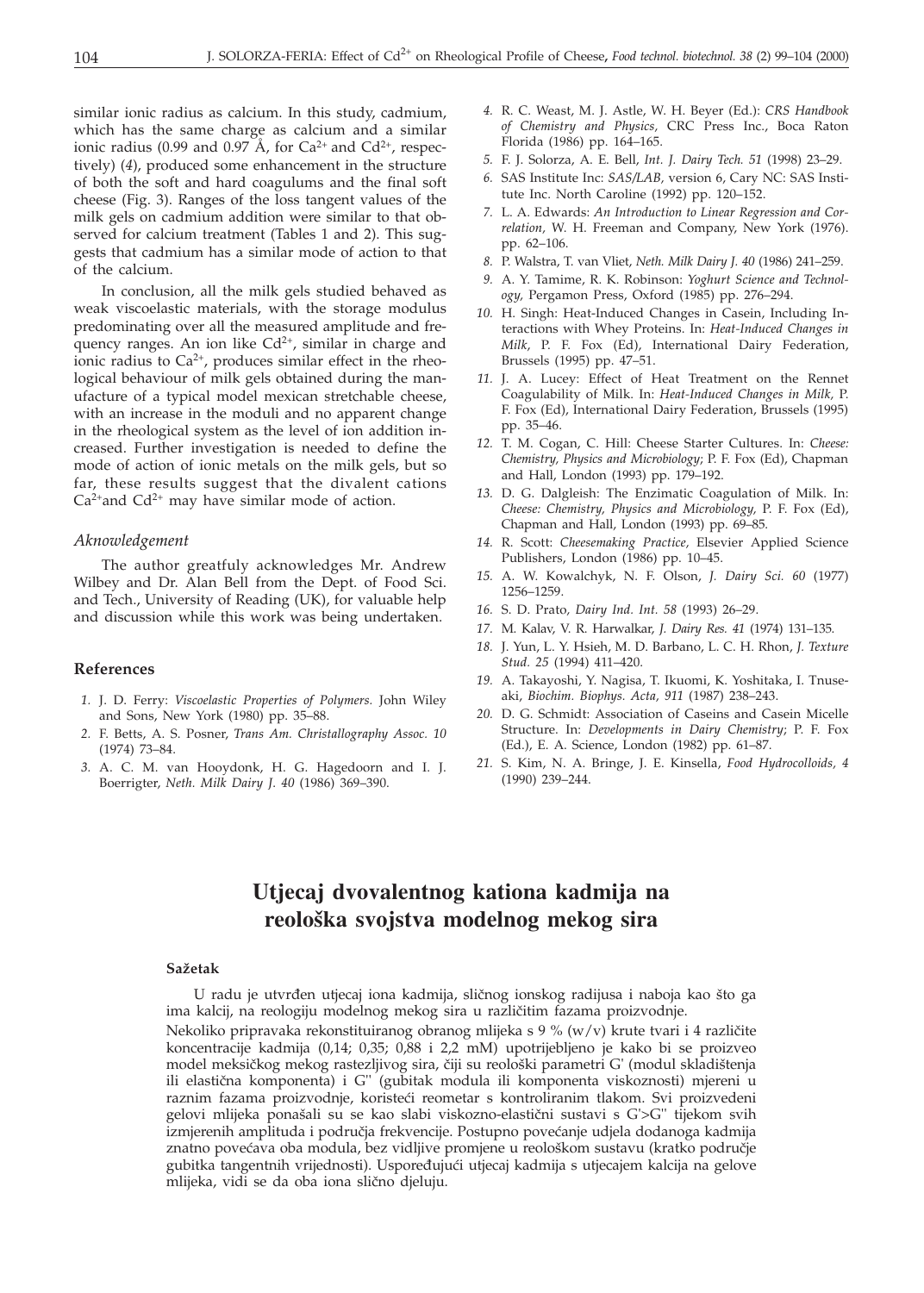similar ionic radius as calcium. In this study, cadmium, which has the same charge as calcium and a similar ionic radius (0.99 and 0.97 Å, for $Ca^{2+}$ and $Cd^{2+}$, respectively) (*4*), produced some enhancement in the structure of both the soft and hard coagulums and the final soft cheese (Fig. 3). Ranges of the loss tangent values of the milk gels on cadmium addition were similar to that observed for calcium treatment (Tables 1 and 2). This suggests that cadmium has a similar mode of action to that of the calcium.

In conclusion, all the milk gels studied behaved as weak viscoelastic materials, with the storage modulus predominating over all the measured amplitude and frequency ranges. An ion like $Cd^{2+}$, similar in charge and ionic radius to $Ca^{2+}$, produces similar effect in the rheological behaviour of milk gels obtained during the manufacture of a typical model mexican stretchable cheese, with an increase in the moduli and no apparent change in the rheological system as the level of ion addition increased. Further investigation is needed to define the mode of action of ionic metals on the milk gels, but so far, these results suggest that the divalent cations $Ca^{2+}$and $Cd^{2+}$ may have similar mode of action.

### *Aknowledgement*

The author greatfuly acknowledges Mr. Andrew Wilbey and Dr. Alan Bell from the Dept. of Food Sci. and Tech., University of Reading (UK), for valuable help and discussion while this work was being undertaken.

### References

1. J. D. Ferry: *Viscoelastic Properties of Polymers.* John Wiley and Sons, New York (1980) pp. 35–88.
2. F. Betts, A. S. Posner, *Trans Am. Christallography Assoc. 10* (1974) 73–84.
3. A. C. M. van Hooydonk, H. G. Hagedoorn and I. J. Boerrigter, *Neth. Milk Dairy J. 40* (1986) 369–390.
4. R. C. Weast, M. J. Astle, W. H. Beyer (Ed.): *CRS Handbook of Chemistry and Physics,* CRC Press Inc., Boca Raton Florida (1986) pp. 164–165.
5. F. J. Solorza, A. E. Bell, *Int. J. Dairy Tech. 51* (1998) 23–29.
6. SAS Institute Inc: *SAS/LAB,* version 6, Cary NC: SAS Institute Inc. North Caroline (1992) pp. 120–152.
7. L. A. Edwards: *An Introduction to Linear Regression and Correlation,* W. H. Freeman and Company, New York (1976). pp. 62–106.
8. P. Walstra, T. van Vliet, *Neth. Milk Dairy J. 40* (1986) 241–259.
9. A. Y. Tamime, R. K. Robinson: *Yoghurt Science and Technology,* Pergamon Press, Oxford (1985) pp. 276–294.
10. H. Singh: Heat-Induced Changes in Casein, Including Interactions with Whey Proteins. In: *Heat-Induced Changes in Milk,* P. F. Fox (Ed), International Dairy Federation, Brussels (1995) pp. 47–51.
11. J. A. Lucey: Effect of Heat Treatment on the Rennet Coagulability of Milk. In: *Heat-Induced Changes in Milk,* P. F. Fox (Ed), International Dairy Federation, Brussels (1995) pp. 35–46.
12. T. M. Cogan, C. Hill: Cheese Starter Cultures. In: *Cheese: Chemistry, Physics and Microbiology;* P. F. Fox (Ed), Chapman and Hall, London (1993) pp. 179–192.
13. D. G. Dalgleish: The Enzimatic Coagulation of Milk. In: *Cheese: Chemistry, Physics and Microbiology,* P. F. Fox (Ed), Chapman and Hall, London (1993) pp. 69–85.
14. R. Scott: *Cheesemaking Practice,* Elsevier Applied Science Publishers, London (1986) pp. 10–45.
15. A. W. Kowalchyk, N. F. Olson, *J. Dairy Sci. 60* (1977) 1256–1259.
16. S. D. Prato, *Dairy Ind. Int. 58* (1993) 26–29.
17. M. Kalav, V. R. Harwalkar, *J. Dairy Res. 41* (1974) 131–135.
18. J. Yun, L. Y. Hsieh, M. D. Barbano, L. C. H. Rhon, *J. Texture Stud. 25* (1994) 411–420.
19. A. Takayoshi, Y. Nagisa, T. Ikuomi, K. Yoshitaka, I. Tnuseaki, *Biochim. Biophys. Acta, 911* (1987) 238–243.
20. D. G. Schmidt: Association of Caseins and Casein Micelle Structure. In: *Developments in Dairy Chemistry;* P. F. Fox (Ed.), E. A. Science, London (1982) pp. 61–87.
21. S. Kim, N. A. Bringe, J. E. Kinsella, *Food Hydrocolloids, 4* (1990) 239–244.

# Utjecaj dvovalentnog kationa kadmija na reološka svojstva modelnog mekog sira

### Sažetak

U radu je utvrđen utjecaj iona kadmija, sličnog ionskog radijusa i naboja kao što ga ima kalcij, na reologiju modelnog mekog sira u različitim fazama proizvodnje.

Nekoliko pripravaka rekonstituiranog obranog mlijeka s 9 % (w/v) krute tvari i 4 različite koncentracije kadmija (0,14; 0,35; 0,88 i 2,2 mM) upotrijebljeno je kako bi se proizveo model meksičkog mekog rastezljivog sira, čiji su reološki parametri G' (modul skladištenja ili elastična komponenta) i G'' (gubitak modula ili komponenta viskoznosti) mjereni u raznim fazama proizvodnje, koristeći reometar s kontroliranim tlakom. Svi proizvedeni gelovi mlijeka ponašali su se kao slabi viskozno-elastični sustavi s G'>G'' tijekom svih izmjerenih amplituda i područja frekvencije. Postupno povećanje udjela dodanoga kadmija znatno povećava oba modula, bez vidljive promjene u reološkom sustavu (kratko područje gubitka tangentnih vrijednosti). Uspoređujući utjecaj kadmija s utjecajem kalcija na gelove mlijeka, vidi se da oba iona slično djeluju.